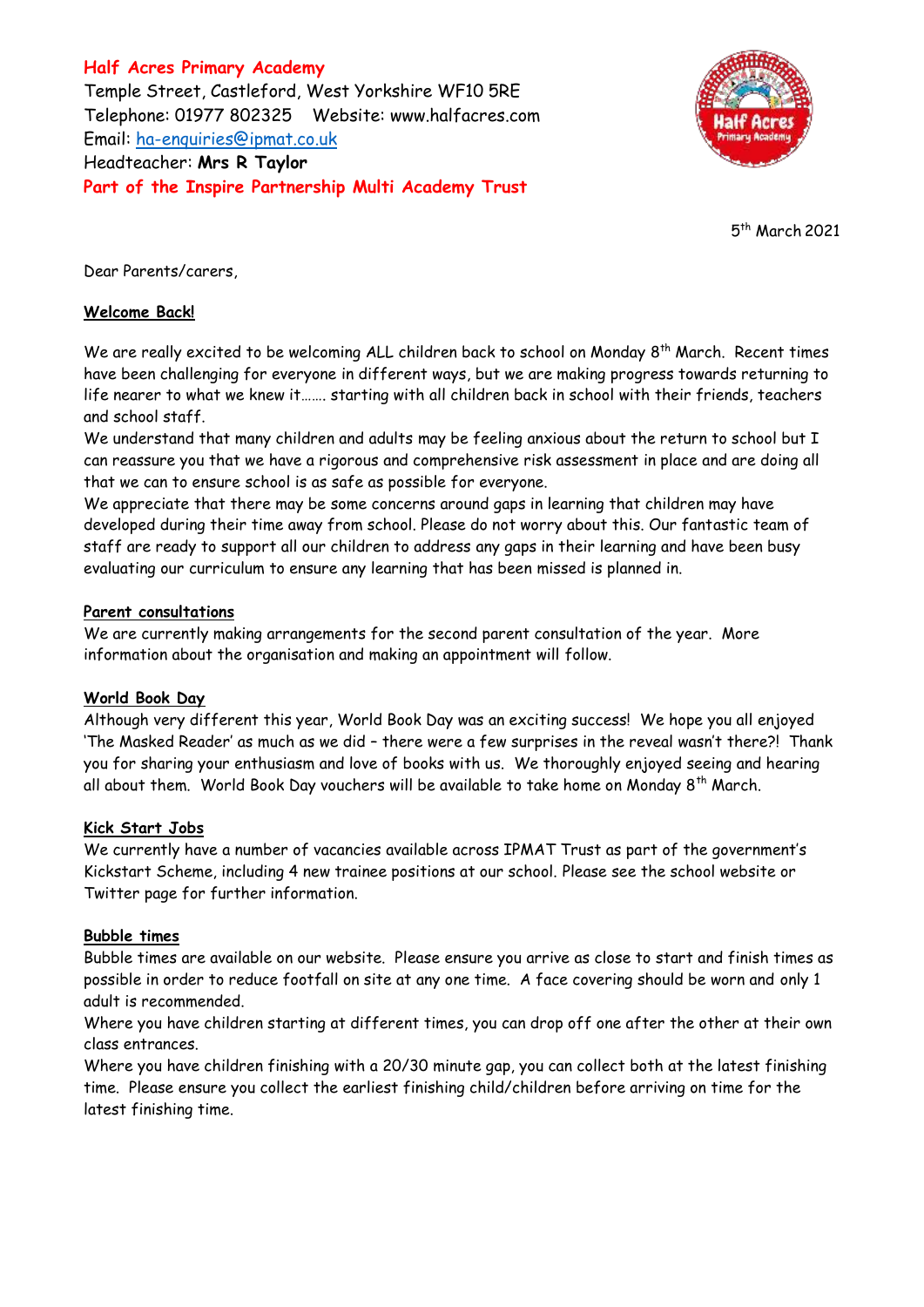**Half Acres Primary Academy**
Temple Street, Castleford, West Yorkshire WF10 5RE
Telephone: 01977 802325 Website: www.halfacres.com
Email: ha-enquiries@ipmat.co.uk
Headteacher: **Mrs R Taylor**
**Part of the Inspire Partnership Multi Academy Trust**

5th March 2021

Dear Parents/carers,

## Welcome Back!

We are really excited to be welcoming ALL children back to school on Monday 8th March. Recent times have been challenging for everyone in different ways, but we are making progress towards returning to life nearer to what we knew it……. starting with all children back in school with their friends, teachers and school staff.

We understand that many children and adults may be feeling anxious about the return to school but I can reassure you that we have a rigorous and comprehensive risk assessment in place and are doing all that we can to ensure school is as safe as possible for everyone.

We appreciate that there may be some concerns around gaps in learning that children may have developed during their time away from school. Please do not worry about this. Our fantastic team of staff are ready to support all our children to address any gaps in their learning and have been busy evaluating our curriculum to ensure any learning that has been missed is planned in.

## Parent consultations

We are currently making arrangements for the second parent consultation of the year. More information about the organisation and making an appointment will follow.

## World Book Day

Although very different this year, World Book Day was an exciting success! We hope you all enjoyed 'The Masked Reader' as much as we did – there were a few surprises in the reveal wasn't there?! Thank you for sharing your enthusiasm and love of books with us. We thoroughly enjoyed seeing and hearing all about them. World Book Day vouchers will be available to take home on Monday 8th March.

## Kick Start Jobs

We currently have a number of vacancies available across IPMAT Trust as part of the government's Kickstart Scheme, including 4 new trainee positions at our school. Please see the school website or Twitter page for further information.

## Bubble times

Bubble times are available on our website. Please ensure you arrive as close to start and finish times as possible in order to reduce footfall on site at any one time. A face covering should be worn and only 1 adult is recommended.

Where you have children starting at different times, you can drop off one after the other at their own class entrances.

Where you have children finishing with a 20/30 minute gap, you can collect both at the latest finishing time. Please ensure you collect the earliest finishing child/children before arriving on time for the latest finishing time.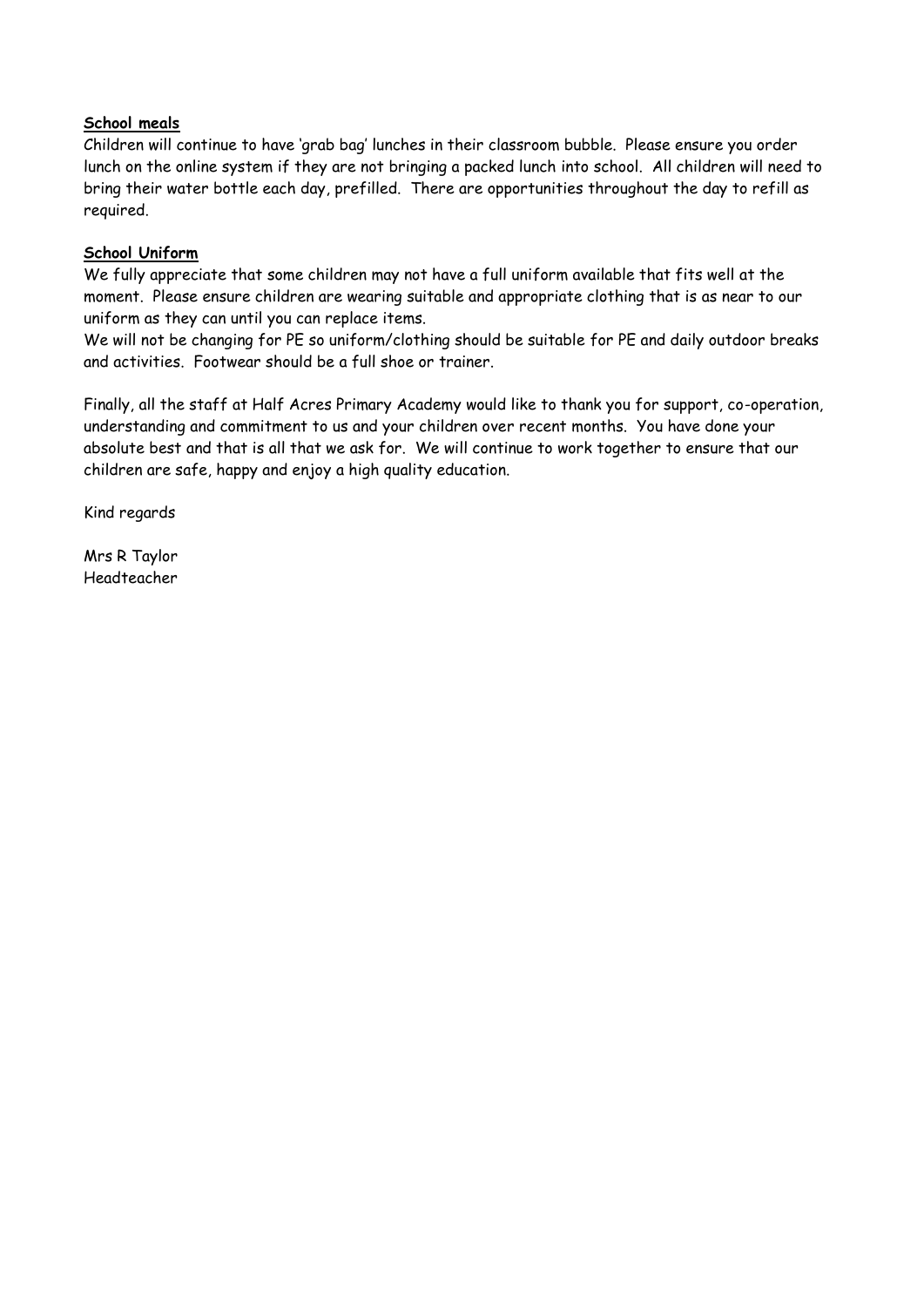**School meals**

Children will continue to have 'grab bag' lunches in their classroom bubble. Please ensure you order lunch on the online system if they are not bringing a packed lunch into school. All children will need to bring their water bottle each day, prefilled. There are opportunities throughout the day to refill as required.

**School Uniform**

We fully appreciate that some children may not have a full uniform available that fits well at the moment. Please ensure children are wearing suitable and appropriate clothing that is as near to our uniform as they can until you can replace items.

We will not be changing for PE so uniform/clothing should be suitable for PE and daily outdoor breaks and activities. Footwear should be a full shoe or trainer.

Finally, all the staff at Half Acres Primary Academy would like to thank you for support, co-operation, understanding and commitment to us and your children over recent months. You have done your absolute best and that is all that we ask for. We will continue to work together to ensure that our children are safe, happy and enjoy a high quality education.

Kind regards

Mrs R Taylor
Headteacher